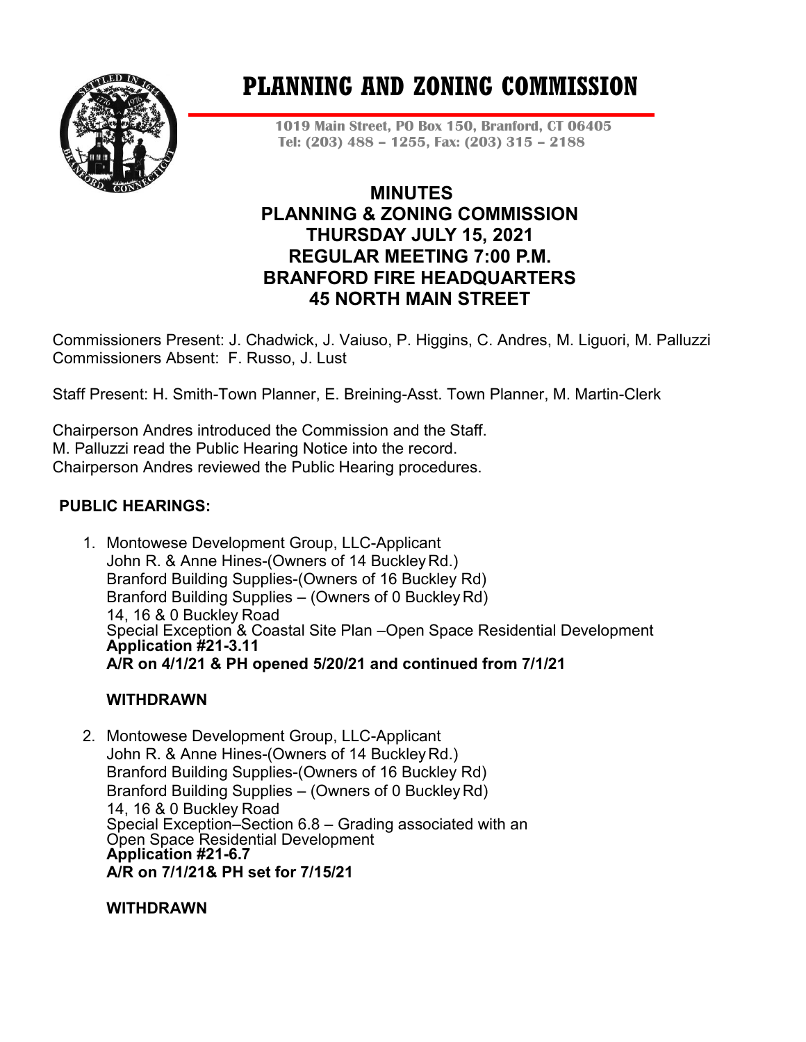# PLANNING AND ZONING COMMISSION

1019 Main Street, PO Box 150, Branford, CT 06405
Tel: (203) 488 – 1255, Fax: (203) 315 – 2188

## MINUTES
## PLANNING & ZONING COMMISSION
## THURSDAY JULY 15, 2021
## REGULAR MEETING 7:00 P.M.
## BRANFORD FIRE HEADQUARTERS
## 45 NORTH MAIN STREET

Commissioners Present: J. Chadwick, J. Vaiuso, P. Higgins, C. Andres, M. Liguori, M. Palluzzi
Commissioners Absent: F. Russo, J. Lust

Staff Present: H. Smith-Town Planner, E. Breining-Asst. Town Planner, M. Martin-Clerk

Chairperson Andres introduced the Commission and the Staff.
M. Palluzzi read the Public Hearing Notice into the record.
Chairperson Andres reviewed the Public Hearing procedures.

**PUBLIC HEARINGS:**

1. Montowese Development Group, LLC-Applicant
   John R. & Anne Hines-(Owners of 14 Buckley Rd.)
   Branford Building Supplies-(Owners of 16 Buckley Rd)
   Branford Building Supplies – (Owners of 0 Buckley Rd)
   14, 16 & 0 Buckley Road
   Special Exception & Coastal Site Plan –Open Space Residential Development
   **Application #21-3.11**
   **A/R on 4/1/21 & PH opened 5/20/21 and continued from 7/1/21**

   **WITHDRAWN**

2. Montowese Development Group, LLC-Applicant
   John R. & Anne Hines-(Owners of 14 Buckley Rd.)
   Branford Building Supplies-(Owners of 16 Buckley Rd)
   Branford Building Supplies – (Owners of 0 Buckley Rd)
   14, 16 & 0 Buckley Road
   Special Exception–Section 6.8 – Grading associated with an Open Space Residential Development
   **Application #21-6.7**
   **A/R on 7/1/21& PH set for 7/15/21**

   **WITHDRAWN**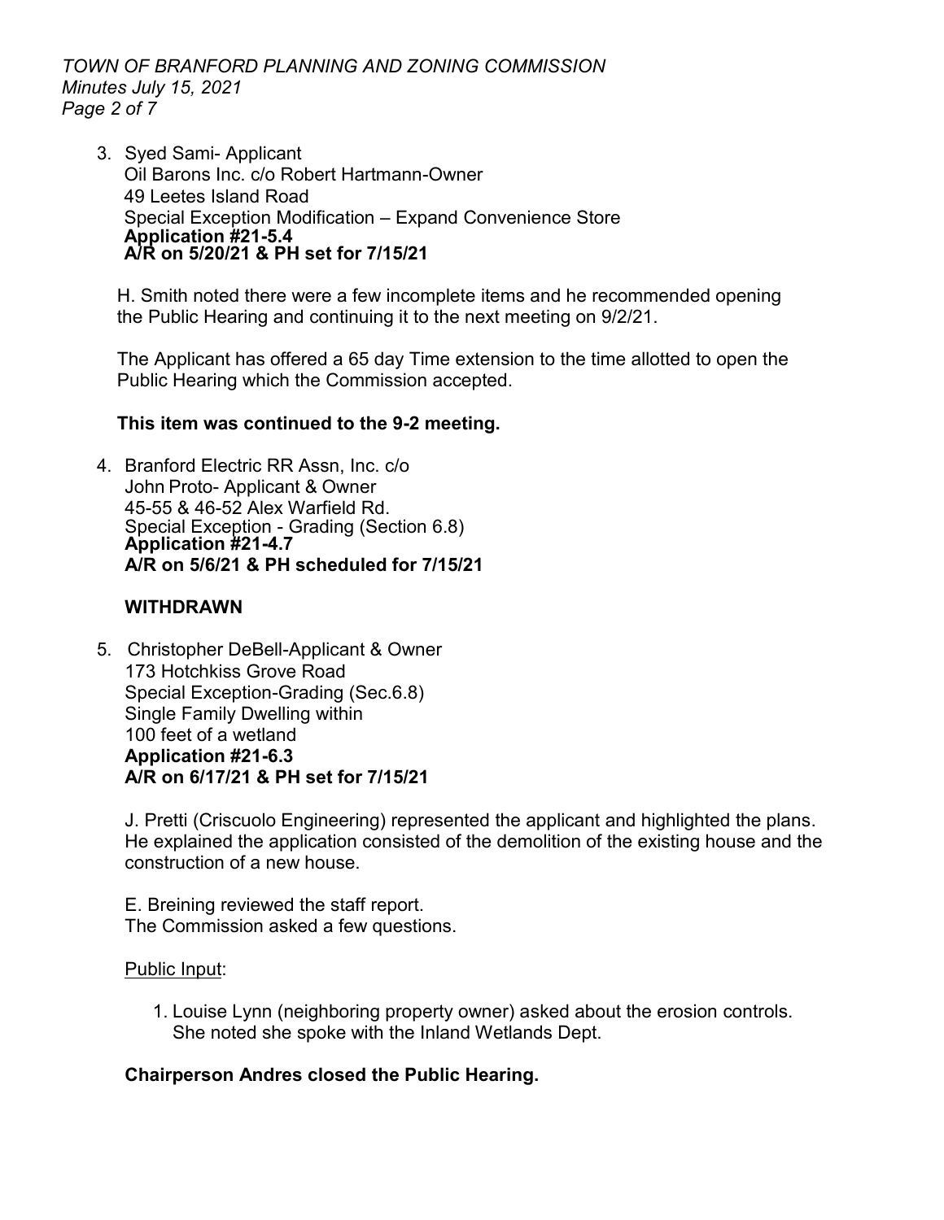3. Syed Sami- Applicant
   Oil Barons Inc. c/o Robert Hartmann-Owner
   49 Leetes Island Road
   Special Exception Modification – Expand Convenience Store
   **Application #21-5.4**
   **A/R on 5/20/21 & PH set for 7/15/21**

   H. Smith noted there were a few incomplete items and he recommended opening the Public Hearing and continuing it to the next meeting on 9/2/21.

   The Applicant has offered a 65 day Time extension to the time allotted to open the Public Hearing which the Commission accepted.

   **This item was continued to the 9-2 meeting.**

4. Branford Electric RR Assn, Inc. c/o
   John Proto- Applicant & Owner
   45-55 & 46-52 Alex Warfield Rd.
   Special Exception - Grading (Section 6.8)
   **Application #21-4.7**
   **A/R on 5/6/21 & PH scheduled for 7/15/21**

   **WITHDRAWN**

5. Christopher DeBell-Applicant & Owner
   173 Hotchkiss Grove Road
   Special Exception-Grading (Sec.6.8)
   Single Family Dwelling within
   100 feet of a wetland
   **Application #21-6.3**
   **A/R on 6/17/21 & PH set for 7/15/21**

   J. Pretti (Criscuolo Engineering) represented the applicant and highlighted the plans. He explained the application consisted of the demolition of the existing house and the construction of a new house.

   E. Breining reviewed the staff report.
   The Commission asked a few questions.

   Public Input:

   1. Louise Lynn (neighboring property owner) asked about the erosion controls. She noted she spoke with the Inland Wetlands Dept.

   **Chairperson Andres closed the Public Hearing.**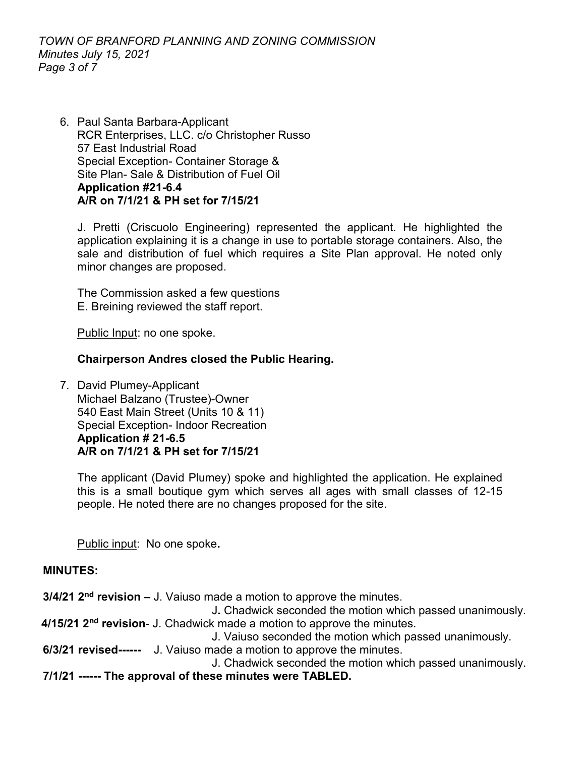6. Paul Santa Barbara-Applicant
   RCR Enterprises, LLC. c/o Christopher Russo
   57 East Industrial Road
   Special Exception- Container Storage &
   Site Plan- Sale & Distribution of Fuel Oil
   **Application #21-6.4**
   **A/R on 7/1/21 & PH set for 7/15/21**

   J. Pretti (Criscuolo Engineering) represented the applicant. He highlighted the application explaining it is a change in use to portable storage containers. Also, the sale and distribution of fuel which requires a Site Plan approval. He noted only minor changes are proposed.

   The Commission asked a few questions
   E. Breining reviewed the staff report.

   Public Input: no one spoke.

   **Chairperson Andres closed the Public Hearing.**

7. David Plumey-Applicant
   Michael Balzano (Trustee)-Owner
   540 East Main Street (Units 10 & 11)
   Special Exception- Indoor Recreation
   **Application # 21-6.5**
   **A/R on 7/1/21 & PH set for 7/15/21**

   The applicant (David Plumey) spoke and highlighted the application. He explained this is a small boutique gym which serves all ages with small classes of 12-15 people. He noted there are no changes proposed for the site.

   Public input: No one spoke**.**

**MINUTES:**

**3/4/21 2nd revision –** J. Vaiuso made a motion to approve the minutes.
J**.** Chadwick seconded the motion which passed unanimously.

**4/15/21 2nd revision**- J. Chadwick made a motion to approve the minutes.
J. Vaiuso seconded the motion which passed unanimously.

**6/3/21 revised------** J. Vaiuso made a motion to approve the minutes.
J. Chadwick seconded the motion which passed unanimously.

**7/1/21 ------ The approval of these minutes were TABLED.**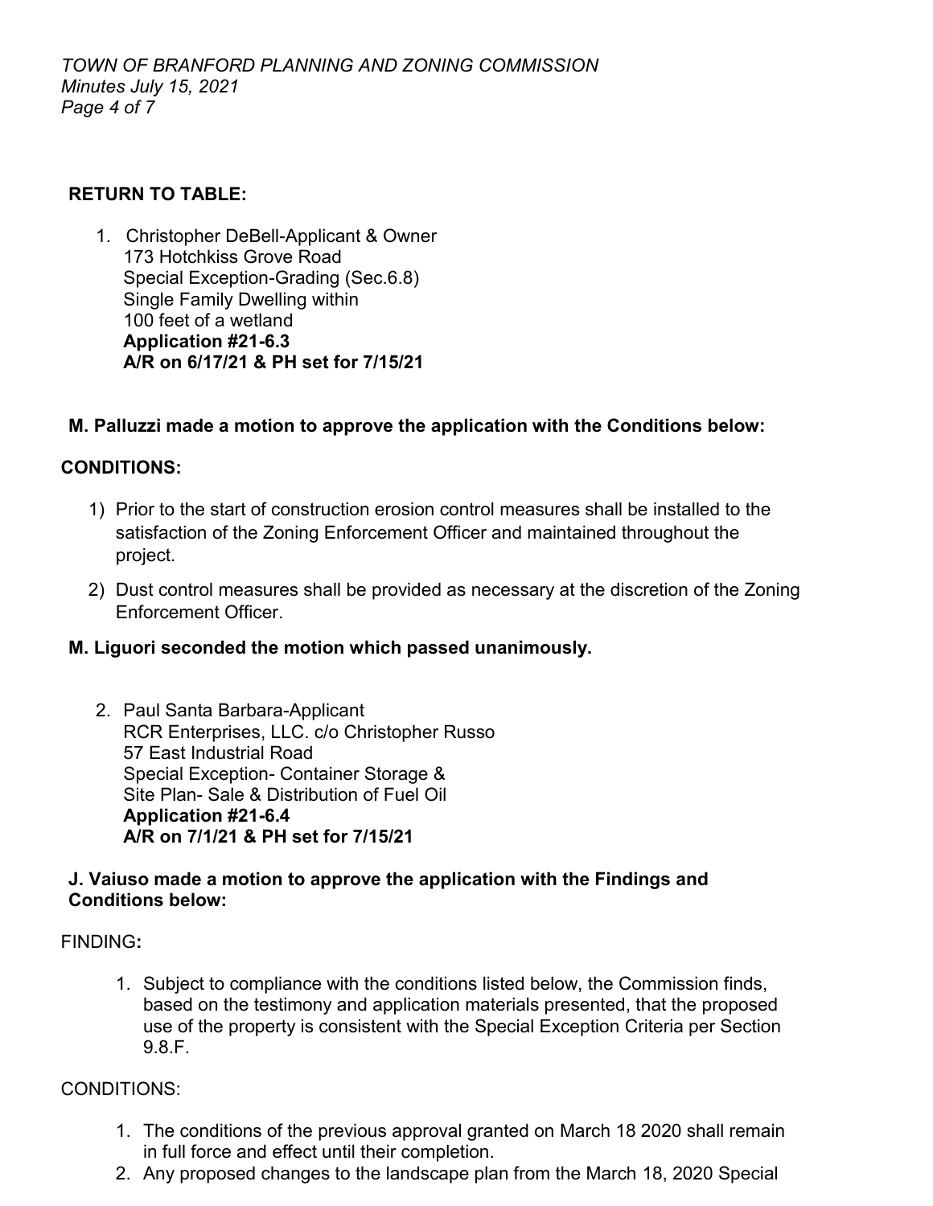**RETURN TO TABLE:**

1. Christopher DeBell-Applicant & Owner
   173 Hotchkiss Grove Road
   Special Exception-Grading (Sec.6.8)
   Single Family Dwelling within
   100 feet of a wetland
   **Application #21-6.3**
   **A/R on 6/17/21 & PH set for 7/15/21**

**M. Palluzzi made a motion to approve the application with the Conditions below:**

**CONDITIONS:**

1) Prior to the start of construction erosion control measures shall be installed to the satisfaction of the Zoning Enforcement Officer and maintained throughout the project.
2) Dust control measures shall be provided as necessary at the discretion of the Zoning Enforcement Officer.

**M. Liguori seconded the motion which passed unanimously.**

2. Paul Santa Barbara-Applicant
   RCR Enterprises, LLC. c/o Christopher Russo
   57 East Industrial Road
   Special Exception- Container Storage &
   Site Plan- Sale & Distribution of Fuel Oil
   **Application #21-6.4**
   **A/R on 7/1/21 & PH set for 7/15/21**

**J. Vaiuso made a motion to approve the application with the Findings and Conditions below:**

FINDING**:**

1. Subject to compliance with the conditions listed below, the Commission finds, based on the testimony and application materials presented, that the proposed use of the property is consistent with the Special Exception Criteria per Section 9.8.F.

CONDITIONS:

1. The conditions of the previous approval granted on March 18 2020 shall remain in full force and effect until their completion.
2. Any proposed changes to the landscape plan from the March 18, 2020 Special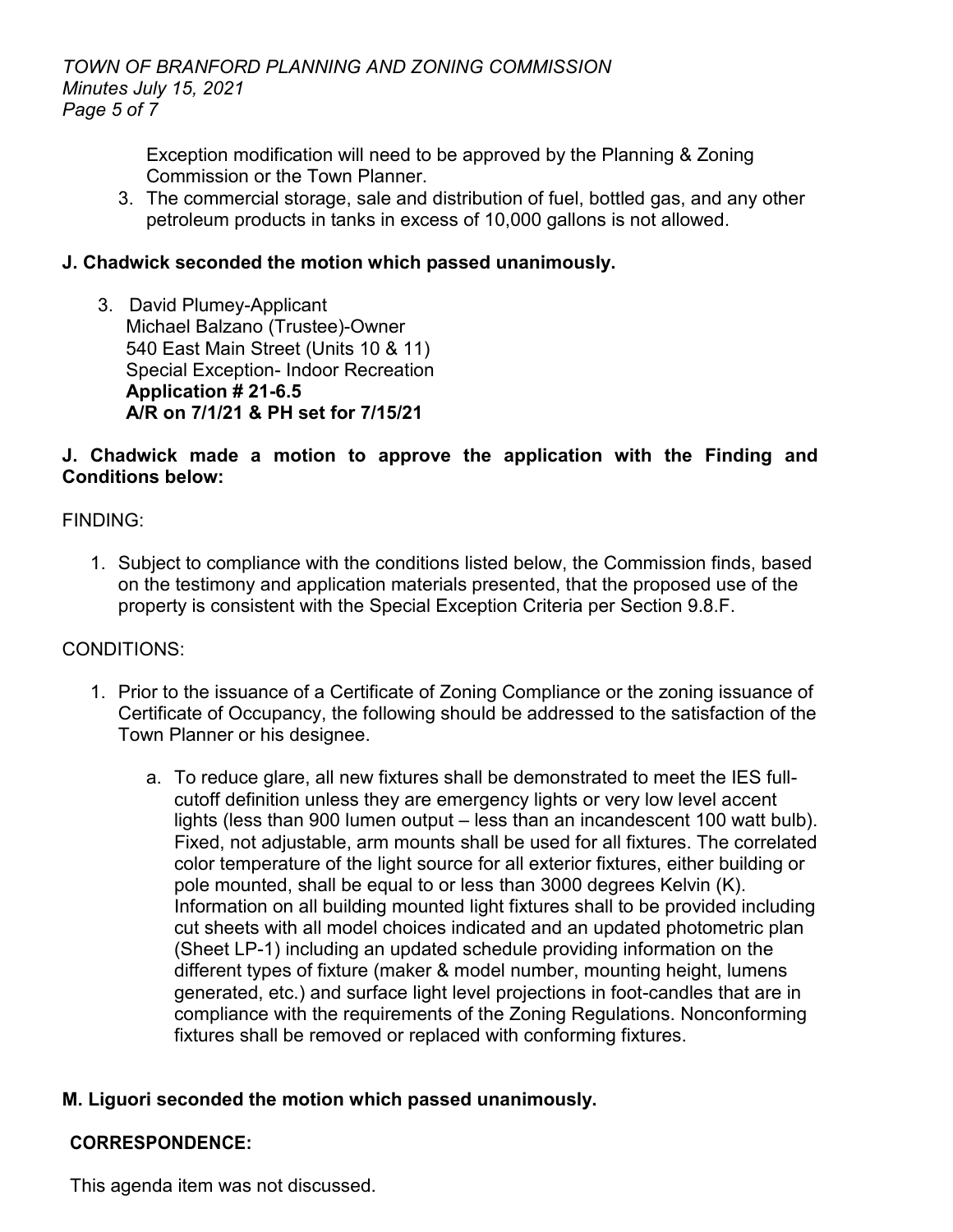Exception modification will need to be approved by the Planning & Zoning Commission or the Town Planner.

3. The commercial storage, sale and distribution of fuel, bottled gas, and any other petroleum products in tanks in excess of 10,000 gallons is not allowed.

**J. Chadwick seconded the motion which passed unanimously.**

3. David Plumey-Applicant
   Michael Balzano (Trustee)-Owner
   540 East Main Street (Units 10 & 11)
   Special Exception- Indoor Recreation
   **Application # 21-6.5**
   **A/R on 7/1/21 & PH set for 7/15/21**

**J. Chadwick made a motion to approve the application with the Finding and Conditions below:**

FINDING:

1. Subject to compliance with the conditions listed below, the Commission finds, based on the testimony and application materials presented, that the proposed use of the property is consistent with the Special Exception Criteria per Section 9.8.F.

CONDITIONS:

1. Prior to the issuance of a Certificate of Zoning Compliance or the zoning issuance of Certificate of Occupancy, the following should be addressed to the satisfaction of the Town Planner or his designee.

   a. To reduce glare, all new fixtures shall be demonstrated to meet the IES full-cutoff definition unless they are emergency lights or very low level accent lights (less than 900 lumen output – less than an incandescent 100 watt bulb). Fixed, not adjustable, arm mounts shall be used for all fixtures. The correlated color temperature of the light source for all exterior fixtures, either building or pole mounted, shall be equal to or less than 3000 degrees Kelvin (K). Information on all building mounted light fixtures shall to be provided including cut sheets with all model choices indicated and an updated photometric plan (Sheet LP-1) including an updated schedule providing information on the different types of fixture (maker & model number, mounting height, lumens generated, etc.) and surface light level projections in foot-candles that are in compliance with the requirements of the Zoning Regulations. Nonconforming fixtures shall be removed or replaced with conforming fixtures.

**M. Liguori seconded the motion which passed unanimously.**

**CORRESPONDENCE:**

This agenda item was not discussed.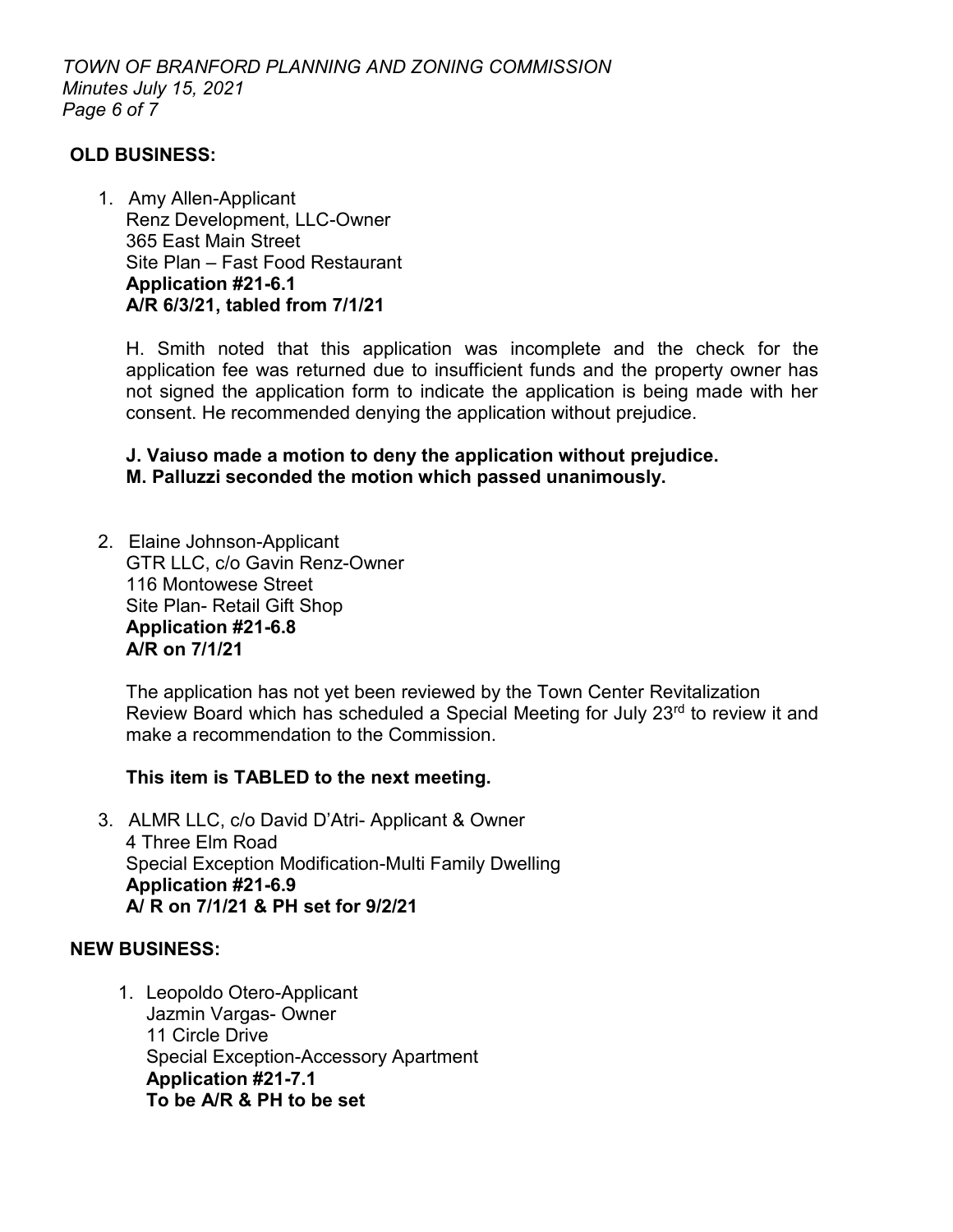**OLD BUSINESS:**

1. Amy Allen-Applicant
   Renz Development, LLC-Owner
   365 East Main Street
   Site Plan – Fast Food Restaurant
   **Application #21-6.1**
   **A/R 6/3/21, tabled from 7/1/21**

   H. Smith noted that this application was incomplete and the check for the application fee was returned due to insufficient funds and the property owner has not signed the application form to indicate the application is being made with her consent. He recommended denying the application without prejudice.

   **J. Vaiuso made a motion to deny the application without prejudice.**
   **M. Palluzzi seconded the motion which passed unanimously.**

2. Elaine Johnson-Applicant
   GTR LLC, c/o Gavin Renz-Owner
   116 Montowese Street
   Site Plan- Retail Gift Shop
   **Application #21-6.8**
   **A/R on 7/1/21**

   The application has not yet been reviewed by the Town Center Revitalization Review Board which has scheduled a Special Meeting for July 23rd to review it and make a recommendation to the Commission.

   **This item is TABLED to the next meeting.**

3. ALMR LLC, c/o David D'Atri- Applicant & Owner
   4 Three Elm Road
   Special Exception Modification-Multi Family Dwelling
   **Application #21-6.9**
   **A/ R on 7/1/21 & PH set for 9/2/21**

**NEW BUSINESS:**

1. Leopoldo Otero-Applicant
   Jazmin Vargas- Owner
   11 Circle Drive
   Special Exception-Accessory Apartment
   **Application #21-7.1**
   **To be A/R & PH to be set**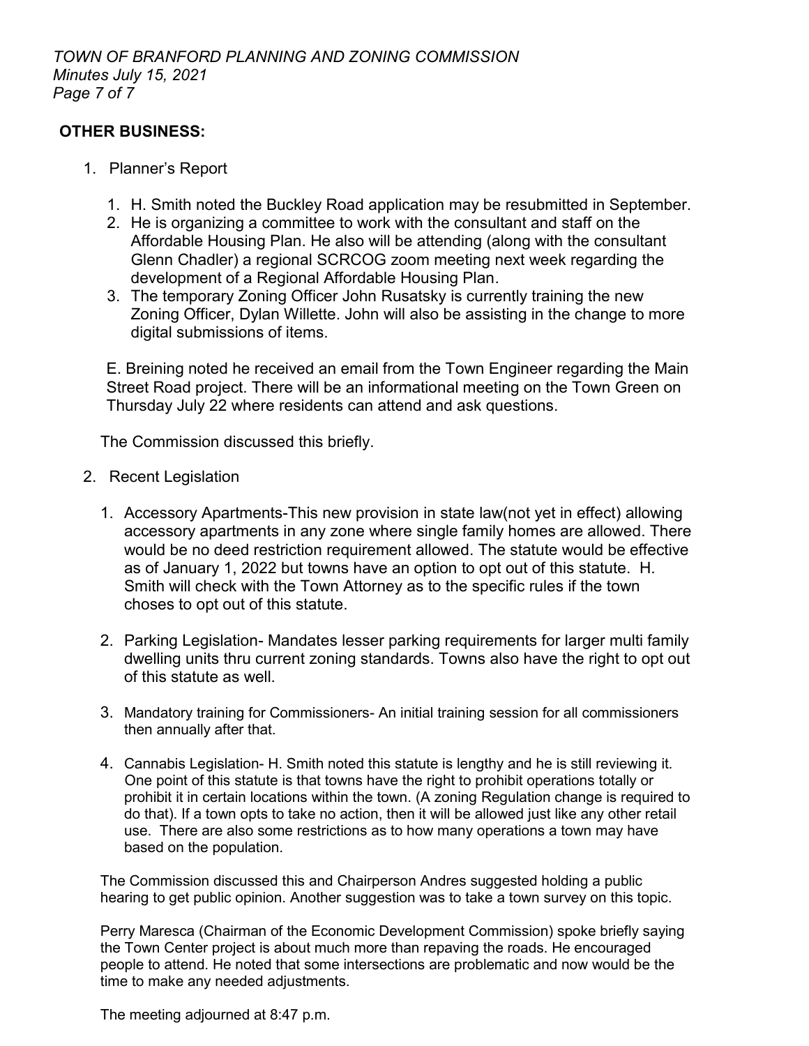**OTHER BUSINESS:**

1. Planner's Report

   1. H. Smith noted the Buckley Road application may be resubmitted in September.
   2. He is organizing a committee to work with the consultant and staff on the Affordable Housing Plan. He also will be attending (along with the consultant Glenn Chadler) a regional SCRCOG zoom meeting next week regarding the development of a Regional Affordable Housing Plan.
   3. The temporary Zoning Officer John Rusatsky is currently training the new Zoning Officer, Dylan Willette. John will also be assisting in the change to more digital submissions of items.

   E. Breining noted he received an email from the Town Engineer regarding the Main Street Road project. There will be an informational meeting on the Town Green on Thursday July 22 where residents can attend and ask questions.

   The Commission discussed this briefly.

2. Recent Legislation

   1. Accessory Apartments-This new provision in state law(not yet in effect) allowing accessory apartments in any zone where single family homes are allowed. There would be no deed restriction requirement allowed. The statute would be effective as of January 1, 2022 but towns have an option to opt out of this statute. H. Smith will check with the Town Attorney as to the specific rules if the town choses to opt out of this statute.

   2. Parking Legislation- Mandates lesser parking requirements for larger multi family dwelling units thru current zoning standards. Towns also have the right to opt out of this statute as well.

   3. Mandatory training for Commissioners- An initial training session for all commissioners then annually after that.

   4. Cannabis Legislation- H. Smith noted this statute is lengthy and he is still reviewing it. One point of this statute is that towns have the right to prohibit operations totally or prohibit it in certain locations within the town. (A zoning Regulation change is required to do that). If a town opts to take no action, then it will be allowed just like any other retail use. There are also some restrictions as to how many operations a town may have based on the population.

   The Commission discussed this and Chairperson Andres suggested holding a public hearing to get public opinion. Another suggestion was to take a town survey on this topic.

   Perry Maresca (Chairman of the Economic Development Commission) spoke briefly saying the Town Center project is about much more than repaving the roads. He encouraged people to attend. He noted that some intersections are problematic and now would be the time to make any needed adjustments.

   The meeting adjourned at 8:47 p.m.